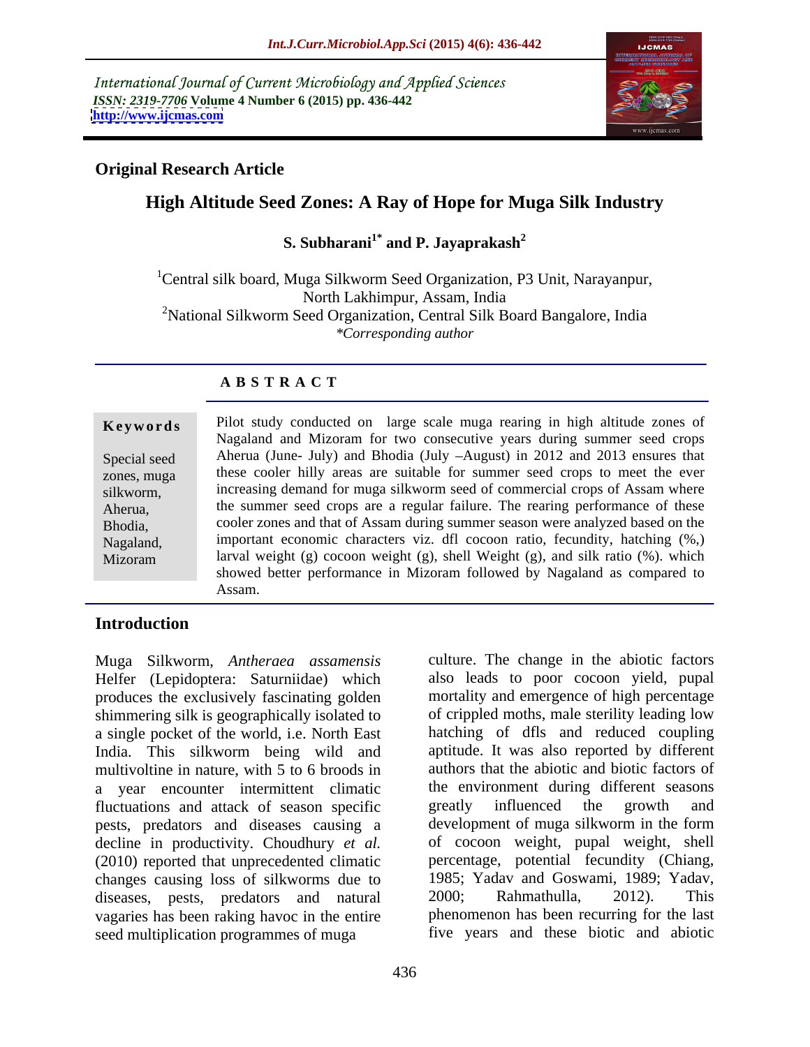International Journal of Current Microbiology and Applied Sciences
*ISSN: 2319-7706* **Volume 4 Number 6 (2015) pp. 436-442**
**http://www.ijcmas.com**

**Original Research Article**

# High Altitude Seed Zones: A Ray of Hope for Muga Silk Industry

**S. Subharani[1*] and P. Jayaprakash[2]**

[1]Central silk board, Muga Silkworm Seed Organization, P3 Unit, Narayanpur, North Lakhimpur, Assam, India
[2]National Silkworm Seed Organization, Central Silk Board Bangalore, India
*\*Corresponding author*

## ABSTRACT

**Keywords**

Special seed zones, muga silkworm, Aherua, Bhodia, Nagaland, Mizoram

Pilot study conducted on large scale muga rearing in high altitude zones of Nagaland and Mizoram for two consecutive years during summer seed crops Aherua (June- July) and Bhodia (July –August) in 2012 and 2013 ensures that these cooler hilly areas are suitable for summer seed crops to meet the ever increasing demand for muga silkworm seed of commercial crops of Assam where the summer seed crops are a regular failure. The rearing performance of these cooler zones and that of Assam during summer season were analyzed based on the important economic characters viz. dfl cocoon ratio, fecundity, hatching (%,) larval weight (g) cocoon weight (g), shell Weight (g), and silk ratio (%). which showed better performance in Mizoram followed by Nagaland as compared to Assam.

## Introduction

Muga Silkworm, *Antheraea assamensis* Helfer (Lepidoptera: Saturniidae) which produces the exclusively fascinating golden shimmering silk is geographically isolated to a single pocket of the world, i.e. North East India. This silkworm being wild and multivoltine in nature, with 5 to 6 broods in a year encounter intermittent climatic fluctuations and attack of season specific pests, predators and diseases causing a decline in productivity. Choudhury *et al.* (2010) reported that unprecedented climatic changes causing loss of silkworms due to diseases, pests, predators and natural vagaries has been raking havoc in the entire seed multiplication programmes of muga culture. The change in the abiotic factors also leads to poor cocoon yield, pupal mortality and emergence of high percentage of crippled moths, male sterility leading low hatching of dfls and reduced coupling aptitude. It was also reported by different authors that the abiotic and biotic factors of the environment during different seasons greatly influenced the growth and development of muga silkworm in the form of cocoon weight, pupal weight, shell percentage, potential fecundity (Chiang, 1985; Yadav and Goswami, 1989; Yadav, 2000; Rahmathulla, 2012). This phenomenon has been recurring for the last five years and these biotic and abiotic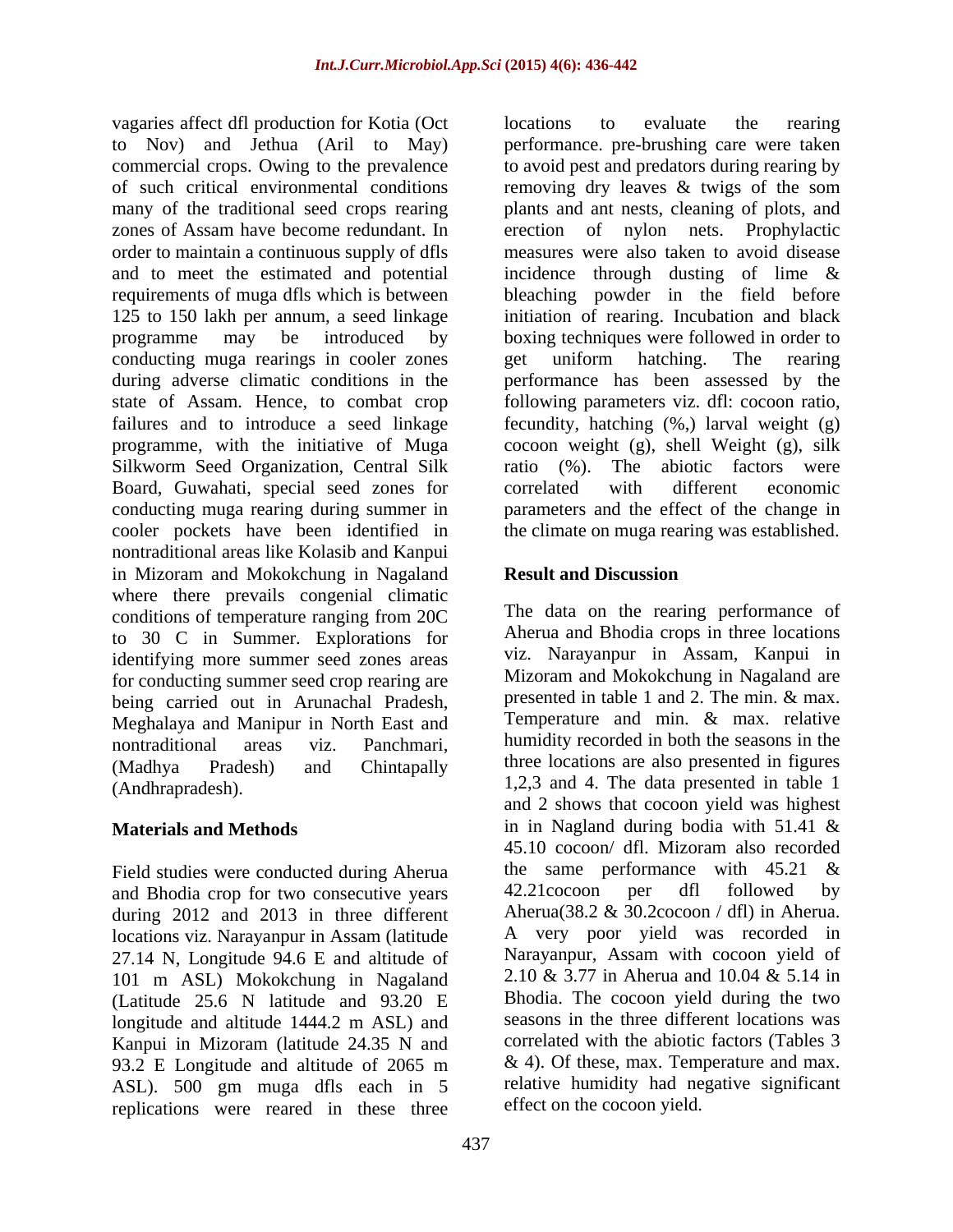vagaries affect dfl production for Kotia (Oct to Nov) and Jethua (Aril to May) commercial crops. Owing to the prevalence of such critical environmental conditions many of the traditional seed crops rearing zones of Assam have become redundant. In order to maintain a continuous supply of dfls and to meet the estimated and potential requirements of muga dfls which is between 125 to 150 lakh per annum, a seed linkage programme may be introduced by conducting muga rearings in cooler zones during adverse climatic conditions in the state of Assam. Hence, to combat crop failures and to introduce a seed linkage programme, with the initiative of Muga Silkworm Seed Organization, Central Silk Board, Guwahati, special seed zones for conducting muga rearing during summer in cooler pockets have been identified in nontraditional areas like Kolasib and Kanpui in Mizoram and Mokokchung in Nagaland where there prevails congenial climatic conditions of temperature ranging from 20C to 30 C in Summer. Explorations for identifying more summer seed zones areas for conducting summer seed crop rearing are being carried out in Arunachal Pradesh, Meghalaya and Manipur in North East and nontraditional areas viz. Panchmari, (Madhya Pradesh) and Chintapally (Andhrapradesh).

## Materials and Methods

Field studies were conducted during Aherua and Bhodia crop for two consecutive years during 2012 and 2013 in three different locations viz. Narayanpur in Assam (latitude 27.14 N, Longitude 94.6 E and altitude of 101 m ASL) Mokokchung in Nagaland (Latitude 25.6 N latitude and 93.20 E longitude and altitude 1444.2 m ASL) and Kanpui in Mizoram (latitude 24.35 N and 93.2 E Longitude and altitude of 2065 m ASL). 500 gm muga dfls each in 5 replications were reared in these three locations to evaluate the rearing performance. pre-brushing care were taken to avoid pest and predators during rearing by removing dry leaves & twigs of the som plants and ant nests, cleaning of plots, and erection of nylon nets. Prophylactic measures were also taken to avoid disease incidence through dusting of lime & bleaching powder in the field before initiation of rearing. Incubation and black boxing techniques were followed in order to get uniform hatching. The rearing performance has been assessed by the following parameters viz. dfl: cocoon ratio, fecundity, hatching (%,) larval weight (g) cocoon weight (g), shell Weight (g), silk ratio (%). The abiotic factors were correlated with different economic parameters and the effect of the change in the climate on muga rearing was established.

## Result and Discussion

The data on the rearing performance of Aherua and Bhodia crops in three locations viz. Narayanpur in Assam, Kanpui in Mizoram and Mokokchung in Nagaland are presented in table 1 and 2. The min. & max. Temperature and min. & max. relative humidity recorded in both the seasons in the three locations are also presented in figures 1,2,3 and 4. The data presented in table 1 and 2 shows that cocoon yield was highest in in Nagland during bodia with 51.41 & 45.10 cocoon/ dfl. Mizoram also recorded the same performance with 45.21 & 42.21cocoon per dfl followed by Aherua(38.2 & 30.2cocoon / dfl) in Aherua. A very poor yield was recorded in Narayanpur, Assam with cocoon yield of 2.10 & 3.77 in Aherua and 10.04 & 5.14 in Bhodia. The cocoon yield during the two seasons in the three different locations was correlated with the abiotic factors (Tables 3 & 4). Of these, max. Temperature and max. relative humidity had negative significant effect on the cocoon yield.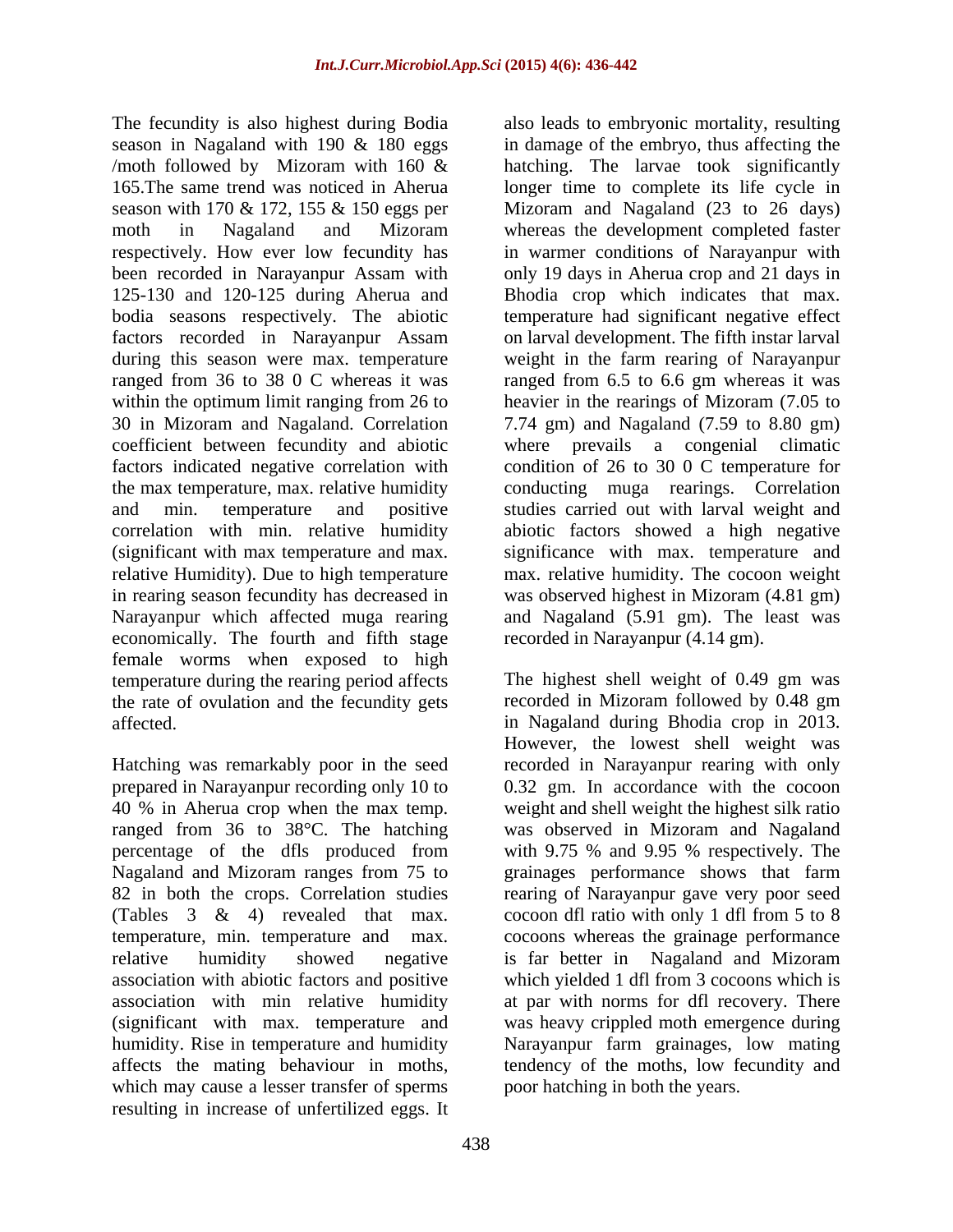The fecundity is also highest during Bodia season in Nagaland with 190 & 180 eggs /moth followed by Mizoram with 160 & 165.The same trend was noticed in Aherua season with 170 & 172, 155 & 150 eggs per moth in Nagaland and Mizoram respectively. How ever low fecundity has been recorded in Narayanpur Assam with 125-130 and 120-125 during Aherua and bodia seasons respectively. The abiotic factors recorded in Narayanpur Assam during this season were max. temperature ranged from 36 to 38 0 C whereas it was within the optimum limit ranging from 26 to 30 in Mizoram and Nagaland. Correlation coefficient between fecundity and abiotic factors indicated negative correlation with the max temperature, max. relative humidity and min. temperature and positive correlation with min. relative humidity (significant with max temperature and max. relative Humidity). Due to high temperature in rearing season fecundity has decreased in Narayanpur which affected muga rearing economically. The fourth and fifth stage female worms when exposed to high temperature during the rearing period affects the rate of ovulation and the fecundity gets affected.

Hatching was remarkably poor in the seed prepared in Narayanpur recording only 10 to 40 % in Aherua crop when the max temp. ranged from 36 to 38°C. The hatching percentage of the dfls produced from Nagaland and Mizoram ranges from 75 to 82 in both the crops. Correlation studies (Tables 3 & 4) revealed that max. temperature, min. temperature and max. relative humidity showed negative association with abiotic factors and positive association with min relative humidity (significant with max. temperature and humidity. Rise in temperature and humidity affects the mating behaviour in moths, which may cause a lesser transfer of sperms resulting in increase of unfertilized eggs. It also leads to embryonic mortality, resulting in damage of the embryo, thus affecting the hatching. The larvae took significantly longer time to complete its life cycle in Mizoram and Nagaland (23 to 26 days) whereas the development completed faster in warmer conditions of Narayanpur with only 19 days in Aherua crop and 21 days in Bhodia crop which indicates that max. temperature had significant negative effect on larval development. The fifth instar larval weight in the farm rearing of Narayanpur ranged from 6.5 to 6.6 gm whereas it was heavier in the rearings of Mizoram (7.05 to 7.74 gm) and Nagaland (7.59 to 8.80 gm) where prevails a congenial climatic condition of 26 to 30 0 C temperature for conducting muga rearings. Correlation studies carried out with larval weight and abiotic factors showed a high negative significance with max. temperature and max. relative humidity. The cocoon weight was observed highest in Mizoram (4.81 gm) and Nagaland (5.91 gm). The least was recorded in Narayanpur (4.14 gm).

The highest shell weight of 0.49 gm was recorded in Mizoram followed by 0.48 gm in Nagaland during Bhodia crop in 2013. However, the lowest shell weight was recorded in Narayanpur rearing with only 0.32 gm. In accordance with the cocoon weight and shell weight the highest silk ratio was observed in Mizoram and Nagaland with 9.75 % and 9.95 % respectively. The grainages performance shows that farm rearing of Narayanpur gave very poor seed cocoon dfl ratio with only 1 dfl from 5 to 8 cocoons whereas the grainage performance is far better in Nagaland and Mizoram which yielded 1 dfl from 3 cocoons which is at par with norms for dfl recovery. There was heavy crippled moth emergence during Narayanpur farm grainages, low mating tendency of the moths, low fecundity and poor hatching in both the years.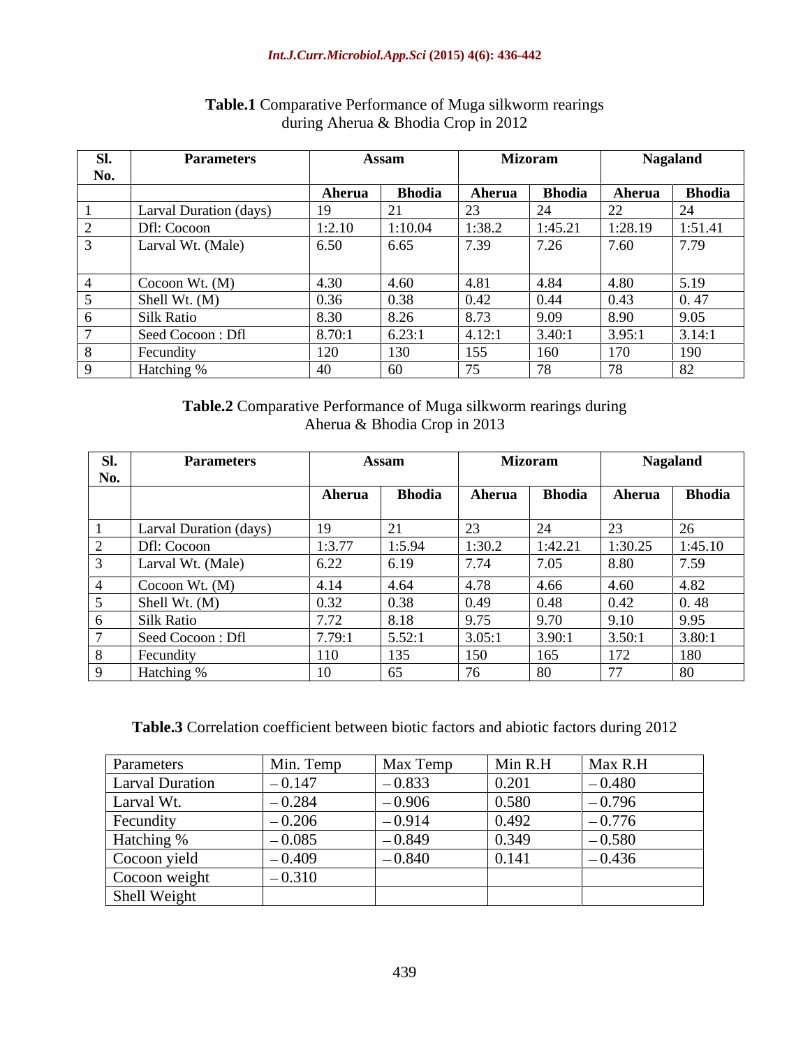**Table.1** Comparative Performance of Muga silkworm rearings during Aherua & Bhodia Crop in 2012

| Sl. No. | Parameters | Assam | | Mizoram | | Nagaland | |
|---|---|---|---|---|---|---|---|
| | | Aherua | Bhodia | Aherua | Bhodia | Aherua | Bhodia |
| 1 | Larval Duration (days) | 19 | 21 | 23 | 24 | 22 | 24 |
| 2 | Dfl: Cocoon | 1:2.10 | 1:10.04 | 1:38.2 | 1:45.21 | 1:28.19 | 1:51.41 |
| 3 | Larval Wt. (Male) | 6.50 | 6.65 | 7.39 | 7.26 | 7.60 | 7.79 |
| 4 | Cocoon Wt. (M) | 4.30 | 4.60 | 4.81 | 4.84 | 4.80 | 5.19 |
| 5 | Shell Wt. (M) | 0.36 | 0.38 | 0.42 | 0.44 | 0.43 | 0. 47 |
| 6 | Silk Ratio | 8.30 | 8.26 | 8.73 | 9.09 | 8.90 | 9.05 |
| 7 | Seed Cocoon : Dfl | 8.70:1 | 6.23:1 | 4.12:1 | 3.40:1 | 3.95:1 | 3.14:1 |
| 8 | Fecundity | 120 | 130 | 155 | 160 | 170 | 190 |
| 9 | Hatching % | 40 | 60 | 75 | 78 | 78 | 82 |

**Table.2** Comparative Performance of Muga silkworm rearings during Aherua & Bhodia Crop in 2013

| Sl. No. | Parameters | Assam | | Mizoram | | Nagaland | |
|---|---|---|---|---|---|---|---|
| | | Aherua | Bhodia | Aherua | Bhodia | Aherua | Bhodia |
| 1 | Larval Duration (days) | 19 | 21 | 23 | 24 | 23 | 26 |
| 2 | Dfl: Cocoon | 1:3.77 | 1:5.94 | 1:30.2 | 1:42.21 | 1:30.25 | 1:45.10 |
| 3 | Larval Wt. (Male) | 6.22 | 6.19 | 7.74 | 7.05 | 8.80 | 7.59 |
| 4 | Cocoon Wt. (M) | 4.14 | 4.64 | 4.78 | 4.66 | 4.60 | 4.82 |
| 5 | Shell Wt. (M) | 0.32 | 0.38 | 0.49 | 0.48 | 0.42 | 0. 48 |
| 6 | Silk Ratio | 7.72 | 8.18 | 9.75 | 9.70 | 9.10 | 9.95 |
| 7 | Seed Cocoon : Dfl | 7.79:1 | 5.52:1 | 3.05:1 | 3.90:1 | 3.50:1 | 3.80:1 |
| 8 | Fecundity | 110 | 135 | 150 | 165 | 172 | 180 |
| 9 | Hatching % | 10 | 65 | 76 | 80 | 77 | 80 |

**Table.3** Correlation coefficient between biotic factors and abiotic factors during 2012

| Parameters | Min. Temp | Max Temp | Min R.H | Max R.H |
|---|---|---|---|---|
| Larval Duration | – 0.147 | – 0.833 | 0.201 | – 0.480 |
| Larval Wt. | – 0.284 | – 0.906 | 0.580 | – 0.796 |
| Fecundity | – 0.206 | – 0.914 | 0.492 | – 0.776 |
| Hatching % | – 0.085 | – 0.849 | 0.349 | – 0.580 |
| Cocoon yield | – 0.409 | – 0.840 | 0.141 | – 0.436 |
| Cocoon weight | – 0.310 | | | |
| Shell Weight | | | | |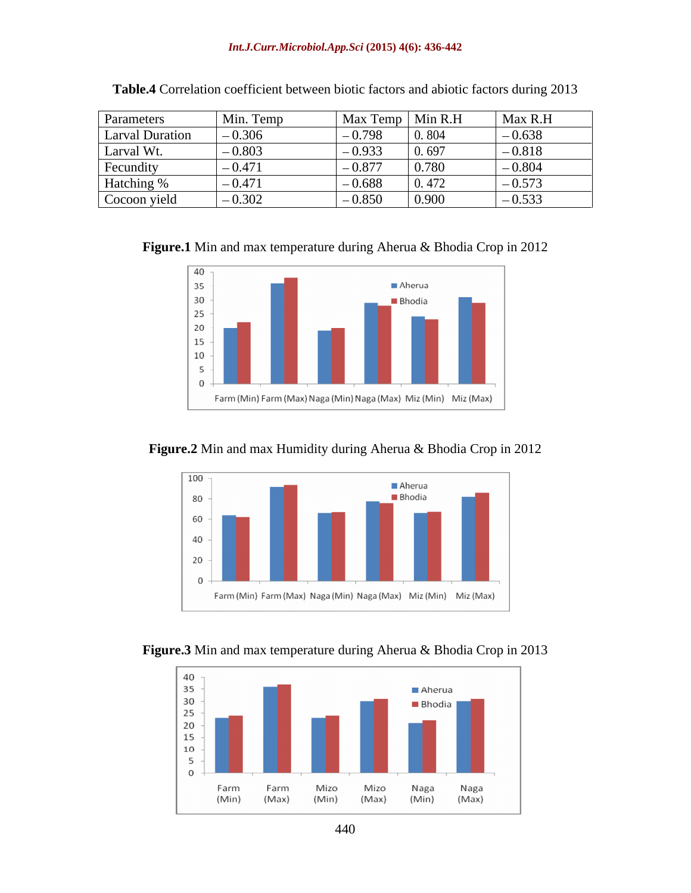**Table.4** Correlation coefficient between biotic factors and abiotic factors during 2013

| Parameters | Min. Temp | Max Temp | Min R.H | Max R.H |
|---|---|---|---|---|
| Larval Duration | – 0.306 | – 0.798 | 0. 804 | – 0.638 |
| Larval Wt. | – 0.803 | – 0.933 | 0. 697 | – 0.818 |
| Fecundity | – 0.471 | – 0.877 | 0.780 | – 0.804 |
| Hatching % | – 0.471 | – 0.688 | 0. 472 | – 0.573 |
| Cocoon yield | – 0.302 | – 0.850 | 0.900 | – 0.533 |

**Figure.1** Min and max temperature during Aherua & Bhodia Crop in 2012

**Figure.2** Min and max Humidity during Aherua & Bhodia Crop in 2012

**Figure.3** Min and max temperature during Aherua & Bhodia Crop in 2013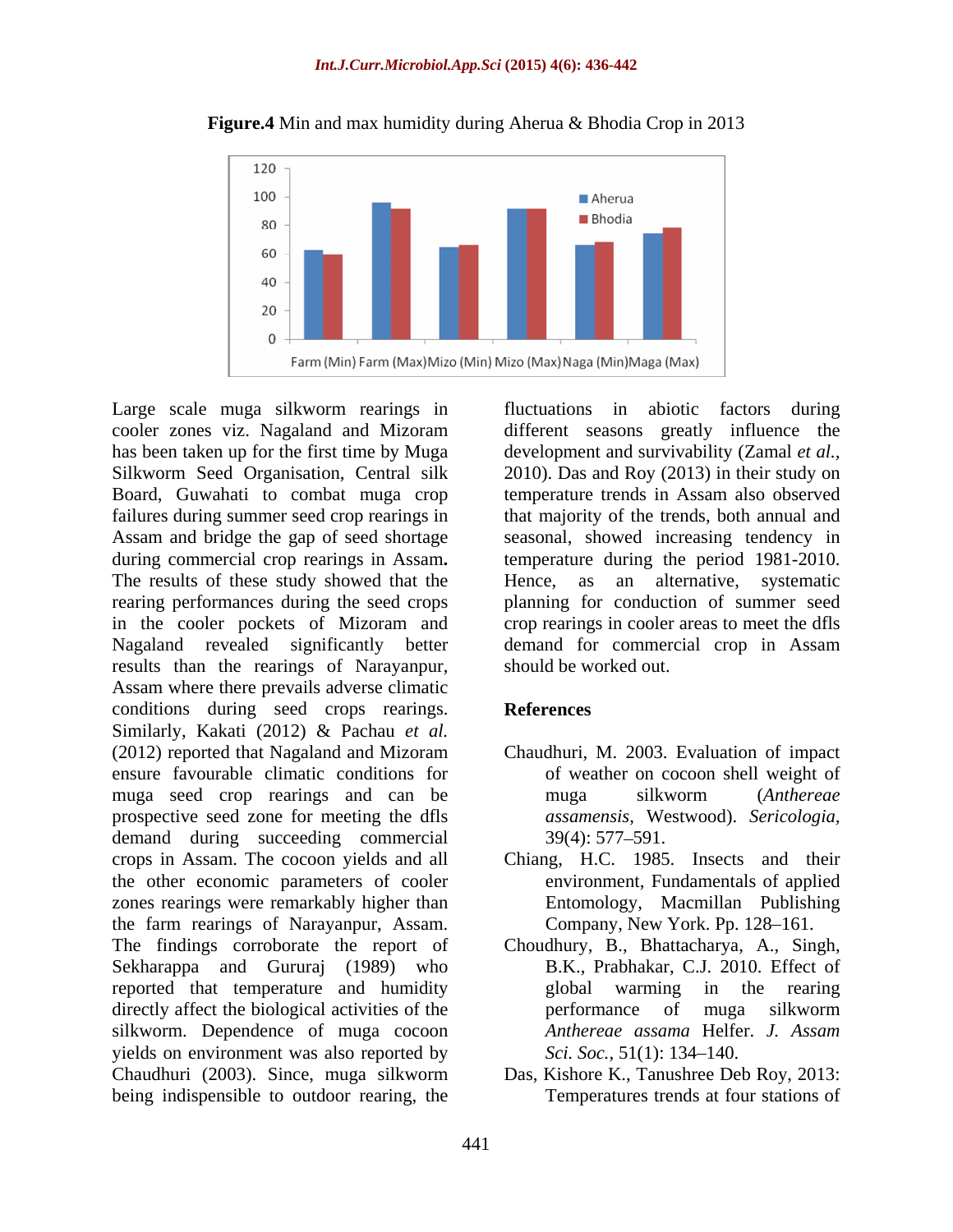**Figure.4** Min and max humidity during Aherua & Bhodia Crop in 2013

Large scale muga silkworm rearings in cooler zones viz. Nagaland and Mizoram has been taken up for the first time by Muga Silkworm Seed Organisation, Central silk Board, Guwahati to combat muga crop failures during summer seed crop rearings in Assam and bridge the gap of seed shortage during commercial crop rearings in Assam**.** The results of these study showed that the rearing performances during the seed crops in the cooler pockets of Mizoram and Nagaland revealed significantly better results than the rearings of Narayanpur, Assam where there prevails adverse climatic conditions during seed crops rearings. Similarly, Kakati (2012) & Pachau *et al.* (2012) reported that Nagaland and Mizoram ensure favourable climatic conditions for muga seed crop rearings and can be prospective seed zone for meeting the dfls demand during succeeding commercial crops in Assam. The cocoon yields and all the other economic parameters of cooler zones rearings were remarkably higher than the farm rearings of Narayanpur, Assam. The findings corroborate the report of Sekharappa and Gururaj (1989) who reported that temperature and humidity directly affect the biological activities of the silkworm. Dependence of muga cocoon yields on environment was also reported by Chaudhuri (2003). Since, muga silkworm being indispensible to outdoor rearing, the fluctuations in abiotic factors during different seasons greatly influence the development and survivability (Zamal *et al.*, 2010). Das and Roy (2013) in their study on temperature trends in Assam also observed that majority of the trends, both annual and seasonal, showed increasing tendency in temperature during the period 1981-2010. Hence, as an alternative, systematic planning for conduction of summer seed crop rearings in cooler areas to meet the dfls demand for commercial crop in Assam should be worked out.

## References

Chaudhuri, M. 2003. Evaluation of impact of weather on cocoon shell weight of muga silkworm (*Anthereae assamensis*, Westwood). *Sericologia,* 39(4): 577–591.

Chiang, H.C. 1985. Insects and their environment, Fundamentals of applied Entomology, Macmillan Publishing Company, New York. Pp. 128–161.

Choudhury, B., Bhattacharya, A., Singh, B.K., Prabhakar, C.J. 2010. Effect of global warming in the rearing performance of muga silkworm *Anthereae assama* Helfer. *J. Assam Sci. Soc.,* 51(1): 134–140.

Das, Kishore K., Tanushree Deb Roy, 2013: Temperatures trends at four stations of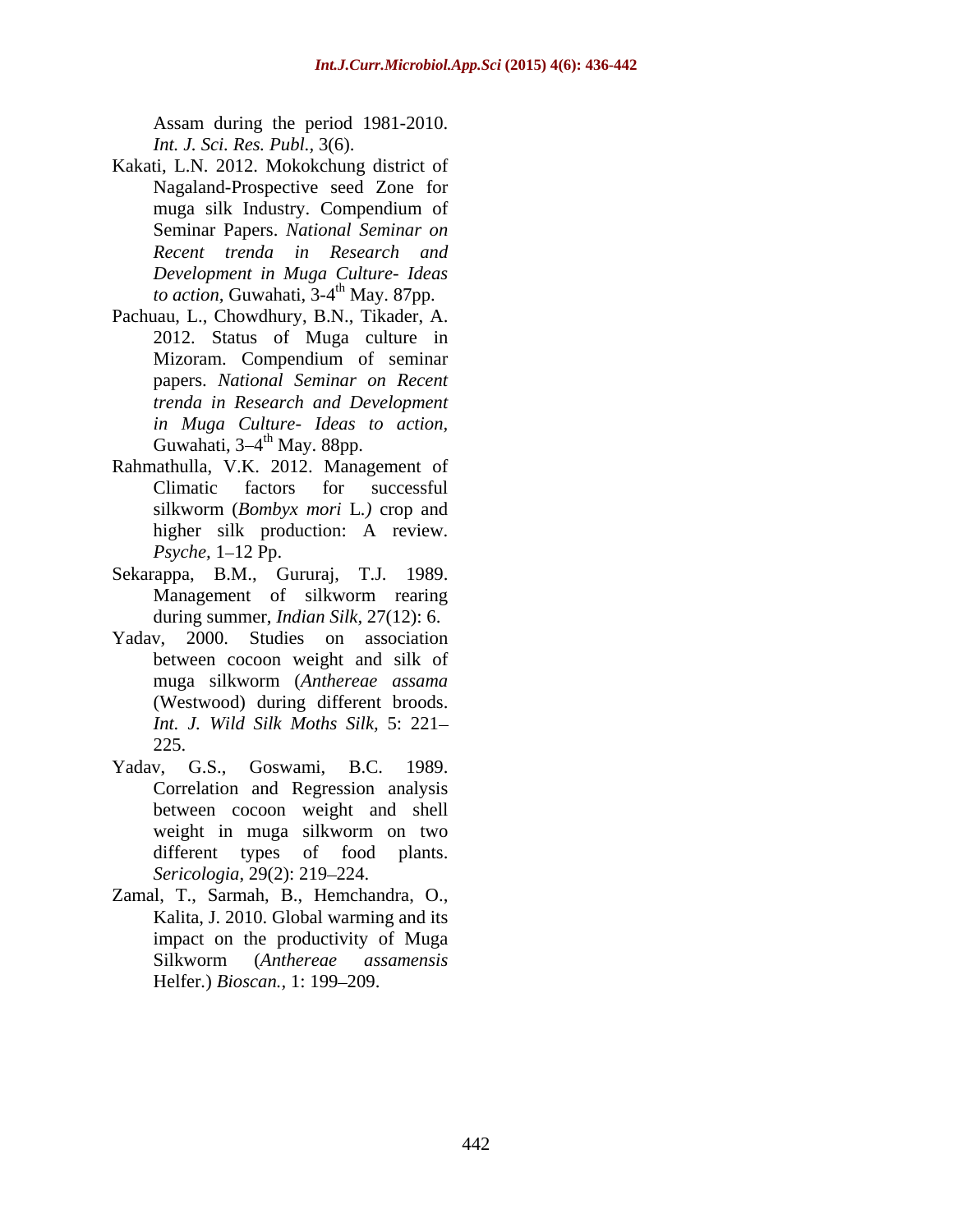Assam during the period 1981-2010. *Int. J. Sci. Res. Publ.*, 3(6).

Kakati, L.N. 2012. Mokokchung district of Nagaland-Prospective seed Zone for muga silk Industry. Compendium of Seminar Papers. *National Seminar on Recent trenda in Research and Development in Muga Culture- Ideas to action*, Guwahati, 3-4th May. 87pp.

Pachuau, L., Chowdhury, B.N., Tikader, A. 2012. Status of Muga culture in Mizoram. Compendium of seminar papers. *National Seminar on Recent trenda in Research and Development in Muga Culture- Ideas to action,* Guwahati, 3–4th May. 88pp.

Rahmathulla, V.K. 2012. Management of Climatic factors for successful silkworm (*Bombyx mori* L.*)* crop and higher silk production: A review. *Psyche*, 1–12 Pp.

Sekarappa, B.M., Gururaj, T.J. 1989. Management of silkworm rearing during summer, *Indian Silk,* 27(12): 6.

Yadav, 2000. Studies on association between cocoon weight and silk of muga silkworm (*Anthereae assama* (Westwood) during different broods. *Int. J. Wild Silk Moths Silk,* 5: 221–225.

Yadav, G.S., Goswami, B.C. 1989. Correlation and Regression analysis between cocoon weight and shell weight in muga silkworm on two different types of food plants. *Sericologia*, 29(2): 219–224.

Zamal, T., Sarmah, B., Hemchandra, O., Kalita, J. 2010. Global warming and its impact on the productivity of Muga Silkworm (*Anthereae assamensis* Helfer.) *Bioscan.*, 1: 199–209.